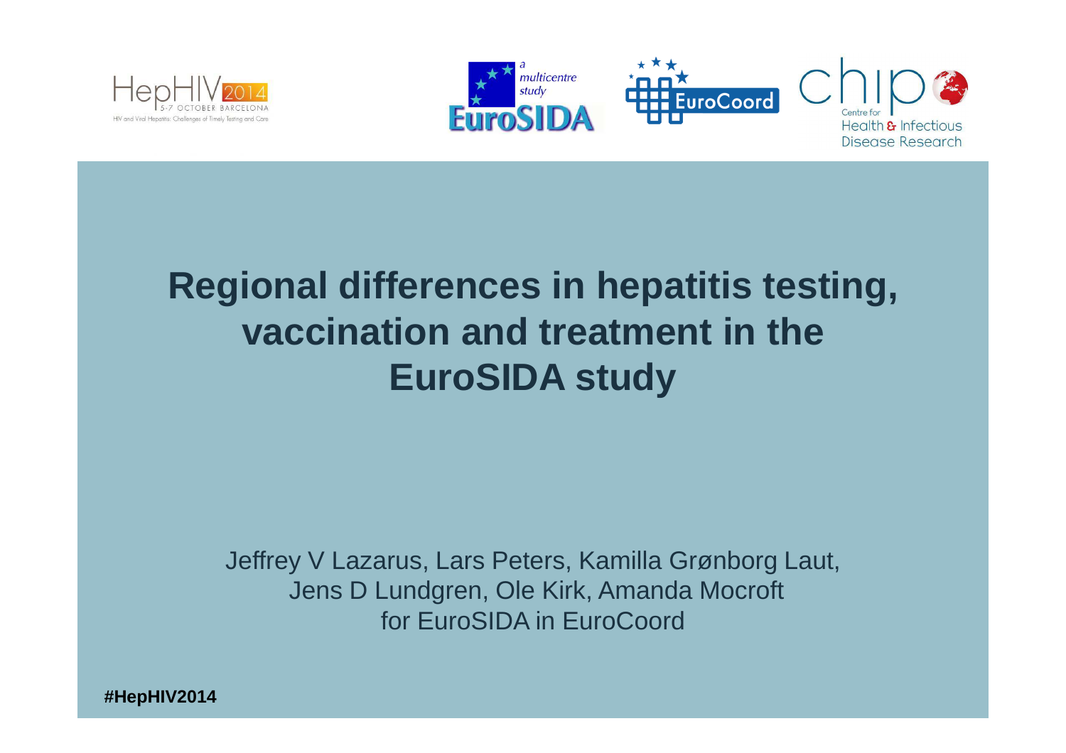# Regional differences in hepatitis testing, vaccination and treatment in the EuroSIDA study

Jeffrey V Lazarus, Lars Peters, Kamilla Grønborg Laut, Jens D Lundgren, Ole Kirk, Amanda Mocroft for EuroSIDA in EuroCoord

#HepHIV2014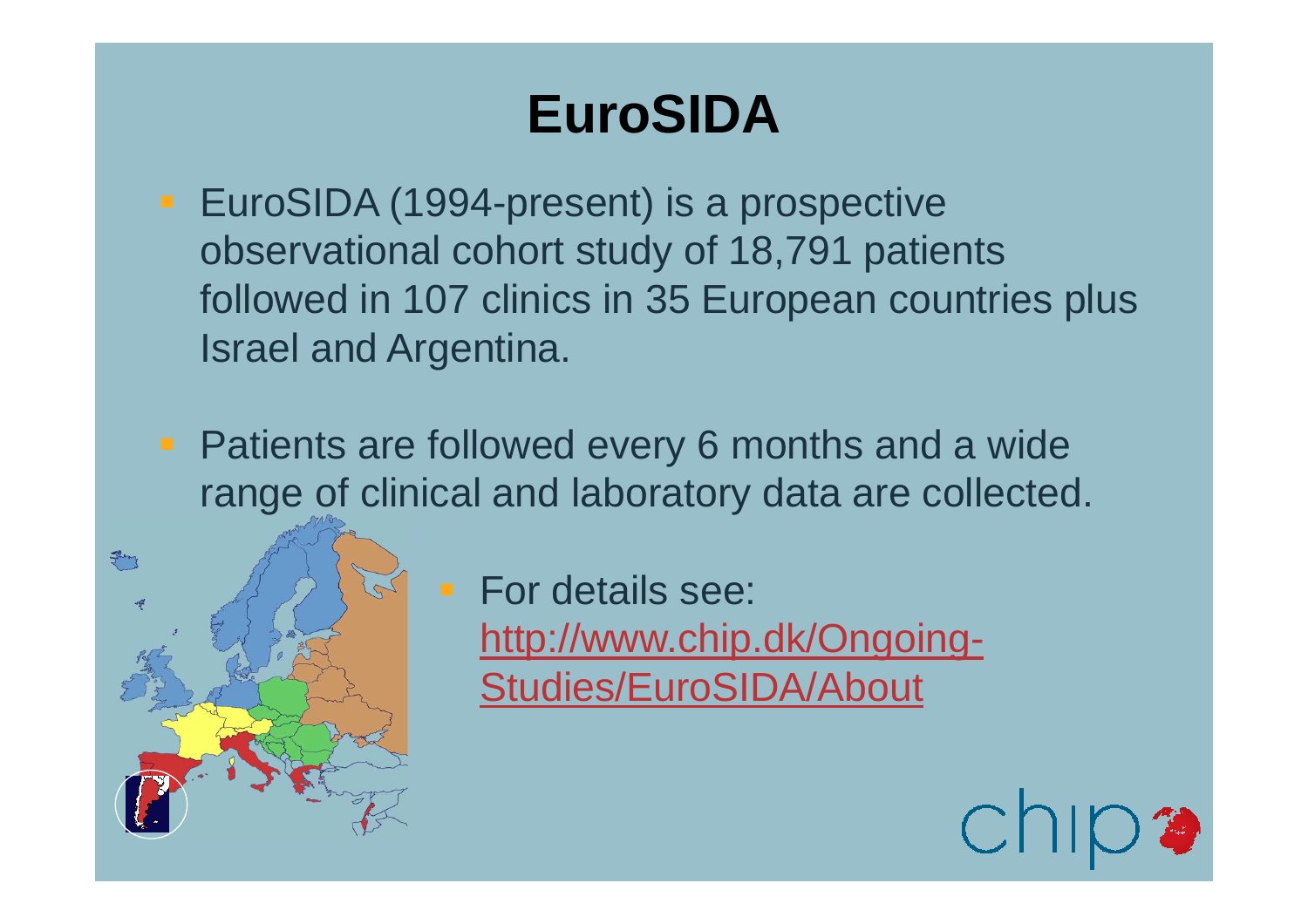# EuroSIDA

- EuroSIDA (1994-present) is a prospective observational cohort study of 18,791 patients followed in 107 clinics in 35 European countries plus Israel and Argentina.
- Patients are followed every 6 months and a wide range of clinical and laboratory data are collected.
- For details see: [http://www.chip.dk/Ongoing-Studies/EuroSIDA/About](http://www.chip.dk/Ongoing-Studies/EuroSIDA/About)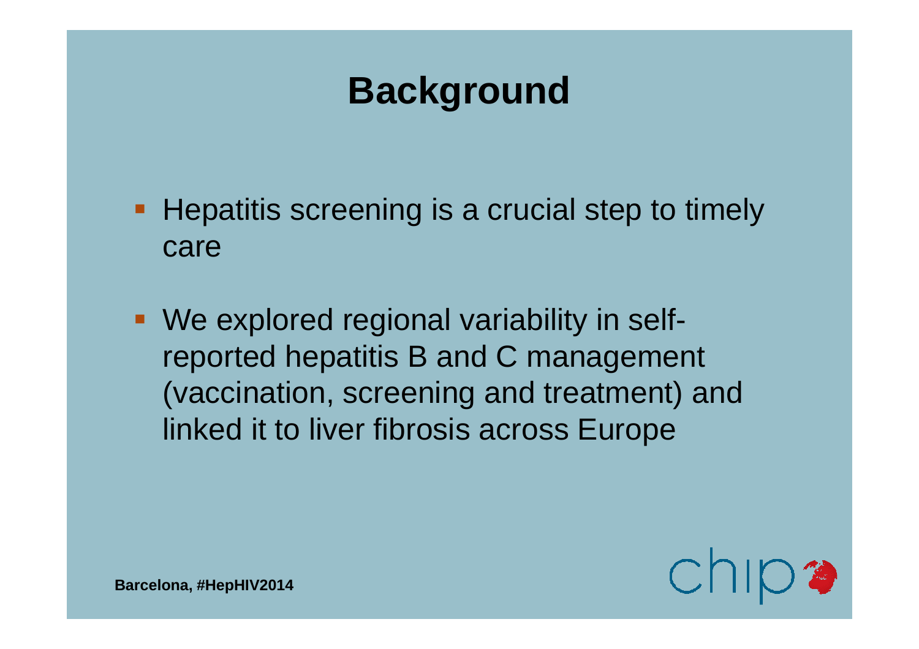# Background

- Hepatitis screening is a crucial step to timely care
- We explored regional variability in self-reported hepatitis B and C management (vaccination, screening and treatment) and linked it to liver fibrosis across Europe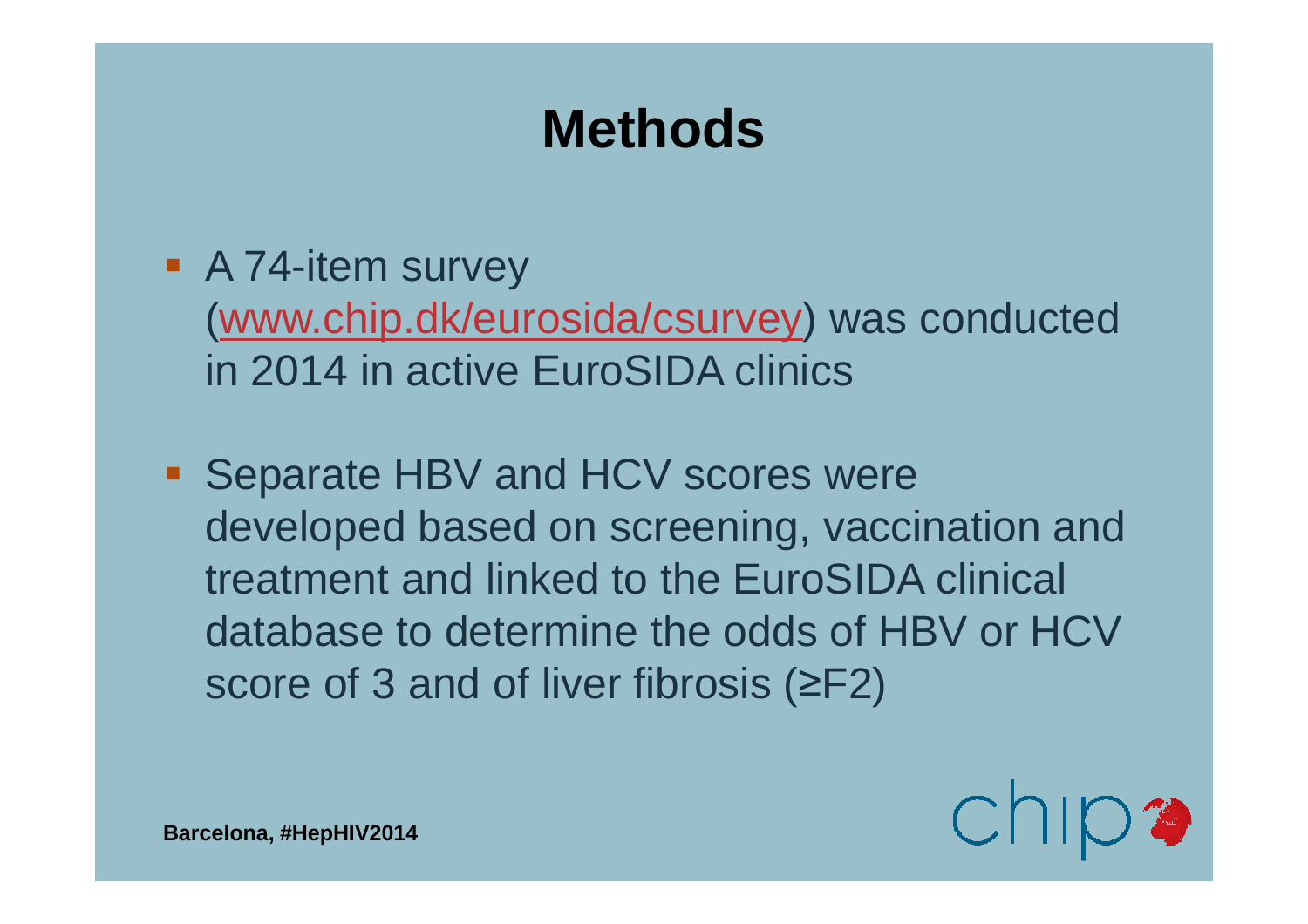# Methods

- A 74-item survey (www.chip.dk/eurosida/csurvey) was conducted in 2014 in active EuroSIDA clinics
- Separate HBV and HCV scores were developed based on screening, vaccination and treatment and linked to the EuroSIDA clinical database to determine the odds of HBV or HCV score of 3 and of liver fibrosis (≥F2)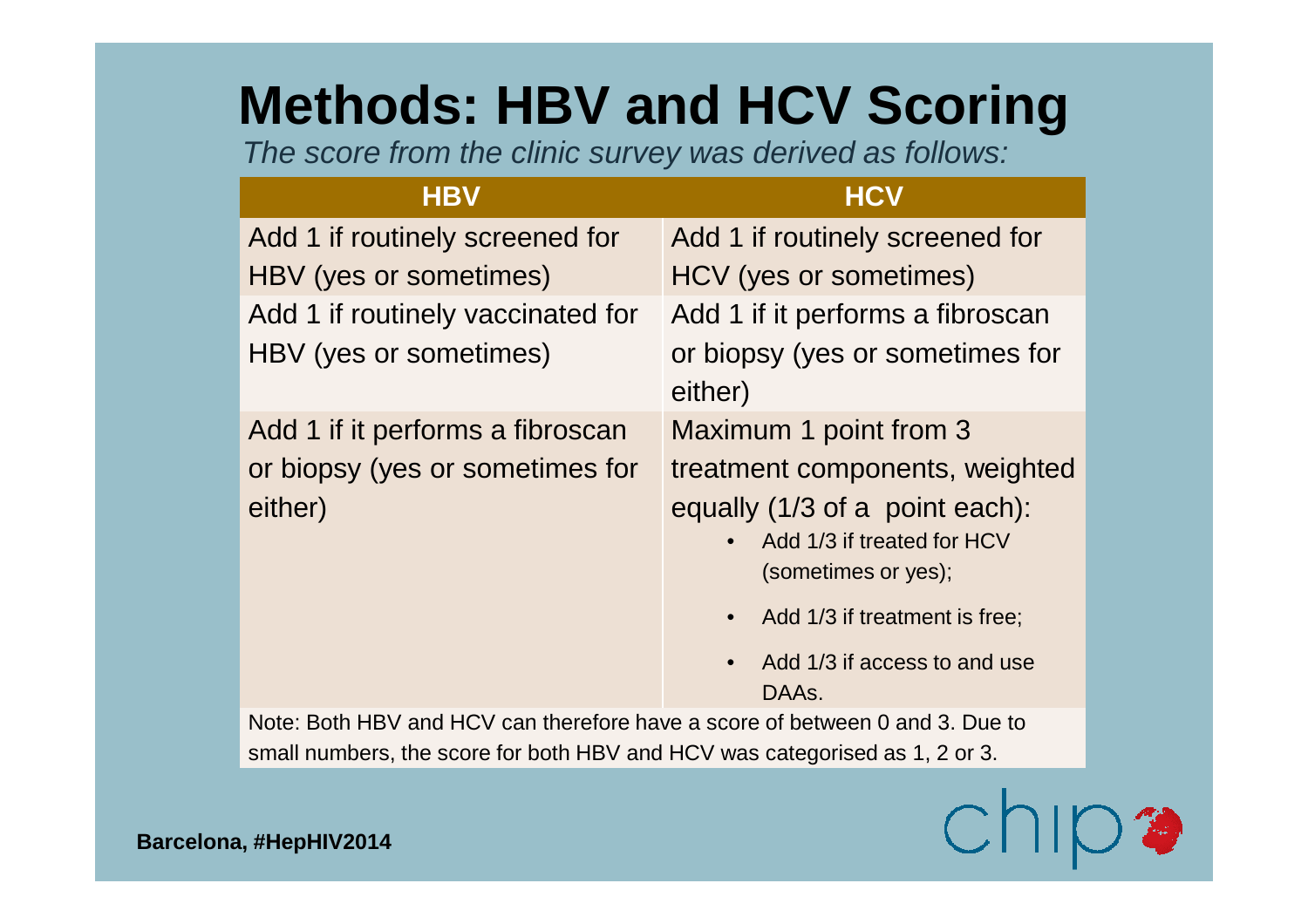# Methods: HBV and HCV Scoring

*The score from the clinic survey was derived as follows:*

| HBV | HCV |
|---|---|
| Add 1 if routinely screened for HBV (yes or sometimes) | Add 1 if routinely screened for HCV (yes or sometimes) |
| Add 1 if routinely vaccinated for HBV (yes or sometimes) | Add 1 if it performs a fibroscan or biopsy (yes or sometimes for either) |
| Add 1 if it performs a fibroscan or biopsy (yes or sometimes for either) | Maximum 1 point from 3 treatment components, weighted equally (1/3 of a point each):<br>• Add 1/3 if treated for HCV (sometimes or yes);<br>• Add 1/3 if treatment is free;<br>• Add 1/3 if access to and use DAAs. |
| Note: Both HBV and HCV can therefore have a score of between 0 and 3. Due to small numbers, the score for both HBV and HCV was categorised as 1, 2 or 3. | |

Barcelona, #HepHIV2014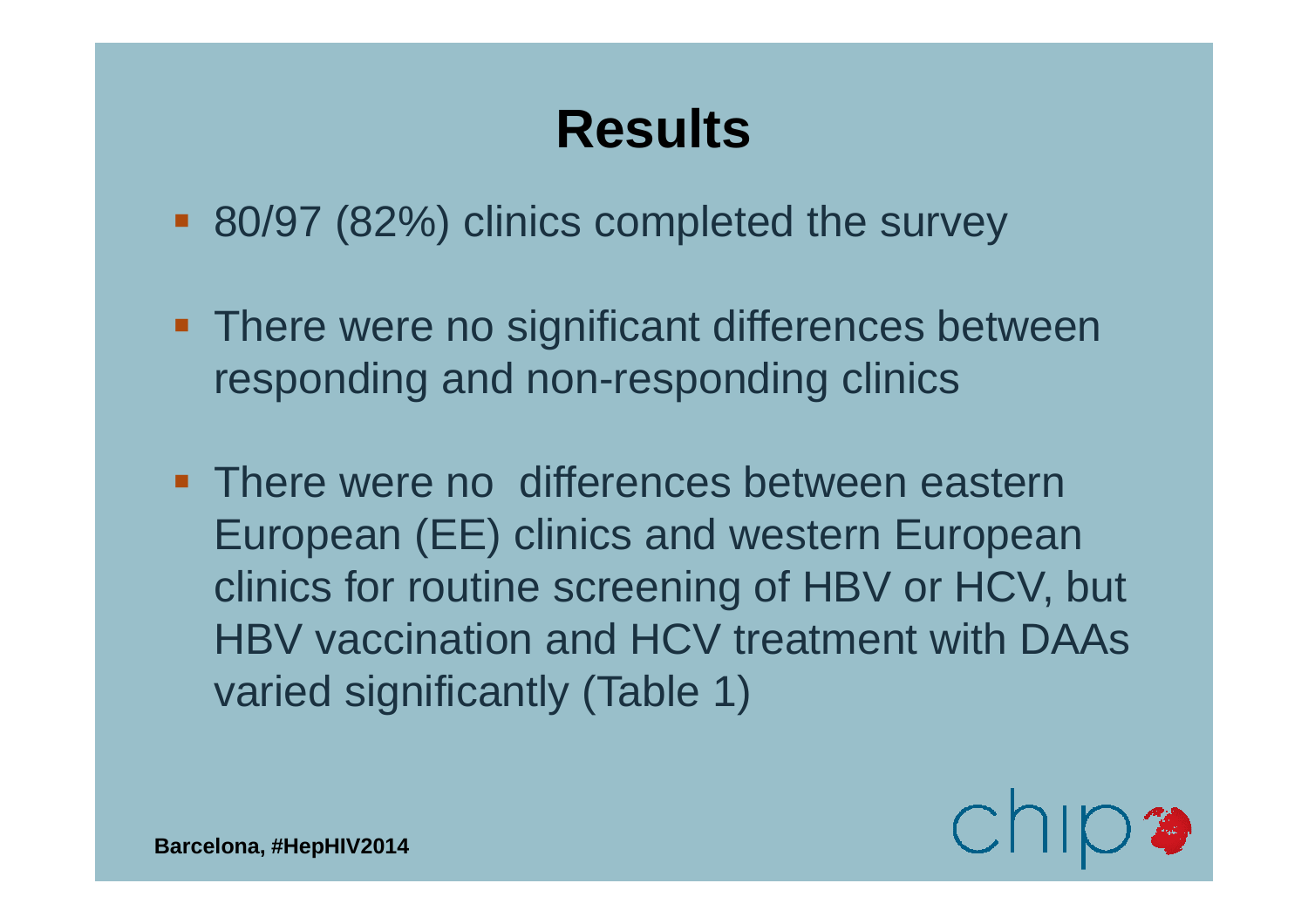# Results

- 80/97 (82%) clinics completed the survey
- There were no significant differences between responding and non-responding clinics
- There were no  differences between eastern European (EE) clinics and western European clinics for routine screening of HBV or HCV, but HBV vaccination and HCV treatment with DAAs varied significantly (Table 1)

**Barcelona, #HepHIV2014**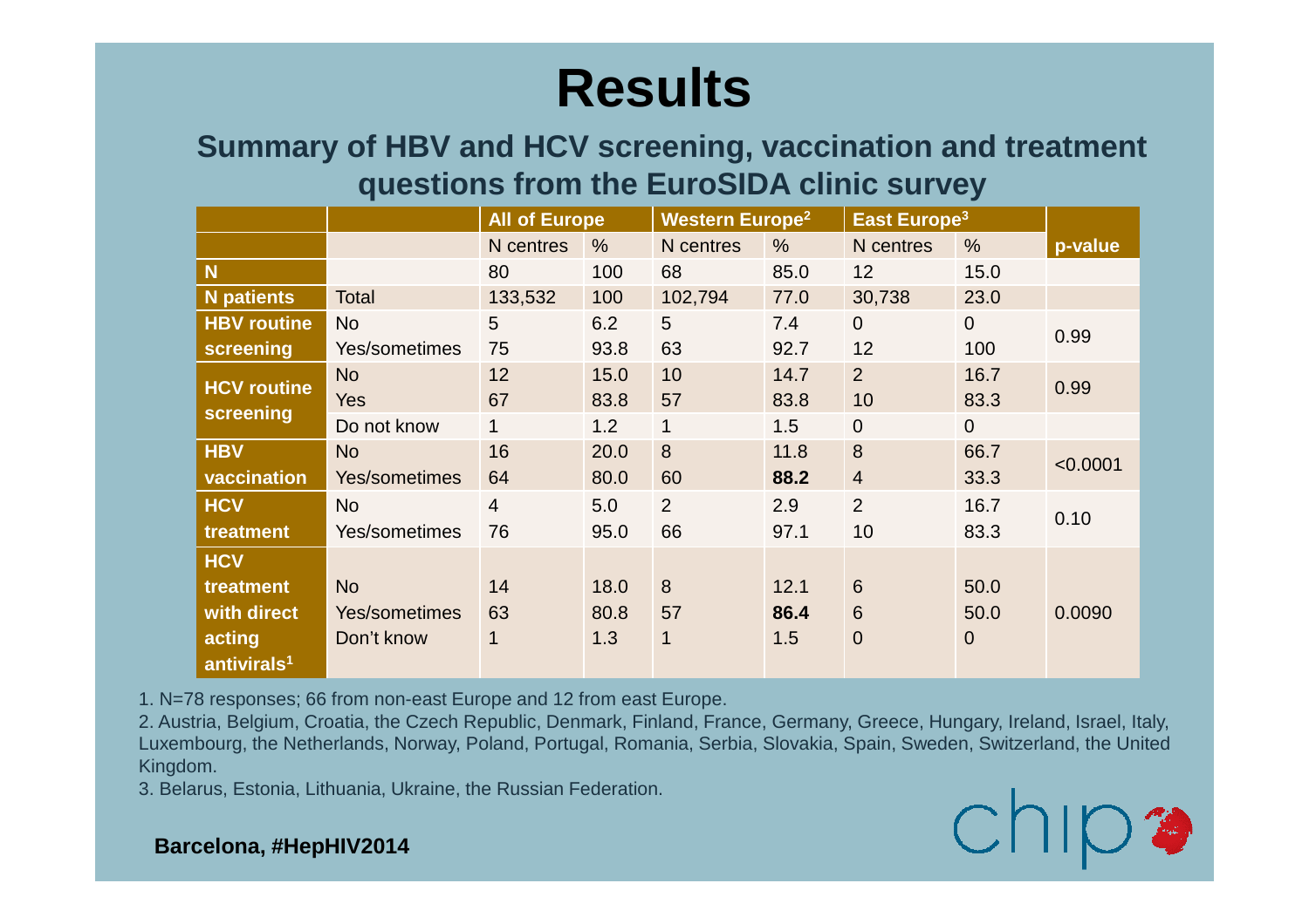# Results

## Summary of HBV and HCV screening, vaccination and treatment questions from the EuroSIDA clinic survey

| | | All of Europe | | Western Europe[2] | | East Europe[3] | | p-value |
|---|---|---|---|---|---|---|---|---|
| | | N centres | % | N centres | % | N centres | % | |
| **N** | | 80 | 100 | 68 | 85.0 | 12 | 15.0 | |
| **N patients** | Total | 133,532 | 100 | 102,794 | 77.0 | 30,738 | 23.0 | |
| **HBV routine screening** | No | 5 | 6.2 | 5 | 7.4 | 0 | 0 | 0.99 |
| | Yes/sometimes | 75 | 93.8 | 63 | 92.7 | 12 | 100 | |
| **HCV routine screening** | No | 12 | 15.0 | 10 | 14.7 | 2 | 16.7 | 0.99 |
| | Yes | 67 | 83.8 | 57 | 83.8 | 10 | 83.3 | |
| | Do not know | 1 | 1.2 | 1 | 1.5 | 0 | 0 | |
| **HBV vaccination** | No | 16 | 20.0 | 8 | 11.8 | 8 | 66.7 | <0.0001 |
| | Yes/sometimes | 64 | 80.0 | 60 | **88.2** | 4 | 33.3 | |
| **HCV treatment** | No | 4 | 5.0 | 2 | 2.9 | 2 | 16.7 | 0.10 |
| | Yes/sometimes | 76 | 95.0 | 66 | 97.1 | 10 | 83.3 | |
| **HCV treatment with direct acting antivirals[1]** | No | 14 | 18.0 | 8 | 12.1 | 6 | 50.0 | 0.0090 |
| | Yes/sometimes | 63 | 80.8 | 57 | **86.4** | 6 | 50.0 | |
| | Don't know | 1 | 1.3 | 1 | 1.5 | 0 | 0 | |

1. N=78 responses; 66 from non-east Europe and 12 from east Europe.
2. Austria, Belgium, Croatia, the Czech Republic, Denmark, Finland, France, Germany, Greece, Hungary, Ireland, Israel, Italy, Luxembourg, the Netherlands, Norway, Poland, Portugal, Romania, Serbia, Slovakia, Spain, Sweden, Switzerland, the United Kingdom.
3. Belarus, Estonia, Lithuania, Ukraine, the Russian Federation.

**Barcelona, #HepHIV2014**

chip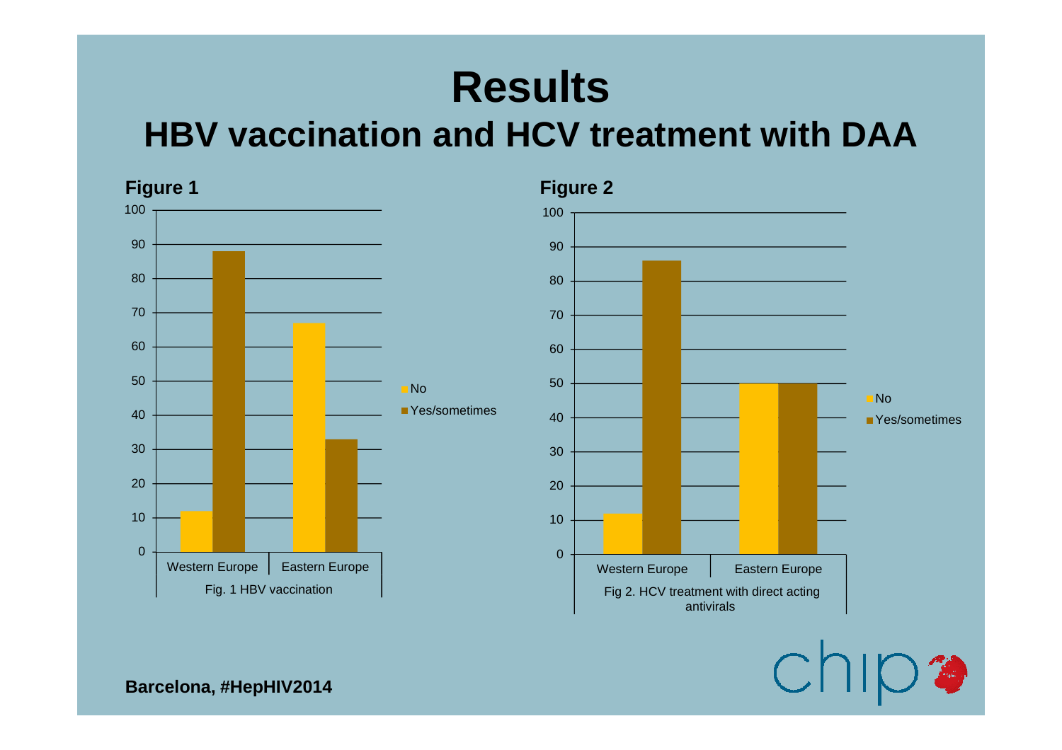# Results

## HBV vaccination and HCV treatment with DAA

**Figure 1**

| | No | Yes/sometimes |
|---|---|---|
| Western Europe | 12 | 88 |
| Eastern Europe | 67 | 33 |

Fig. 1 HBV vaccination

**Figure 2**

| | No | Yes/sometimes |
|---|---|---|
| Western Europe | 12 | 86 |
| Eastern Europe | 50 | 50 |

Fig 2. HCV treatment with direct acting antivirals

**Barcelona, #HepHIV2014**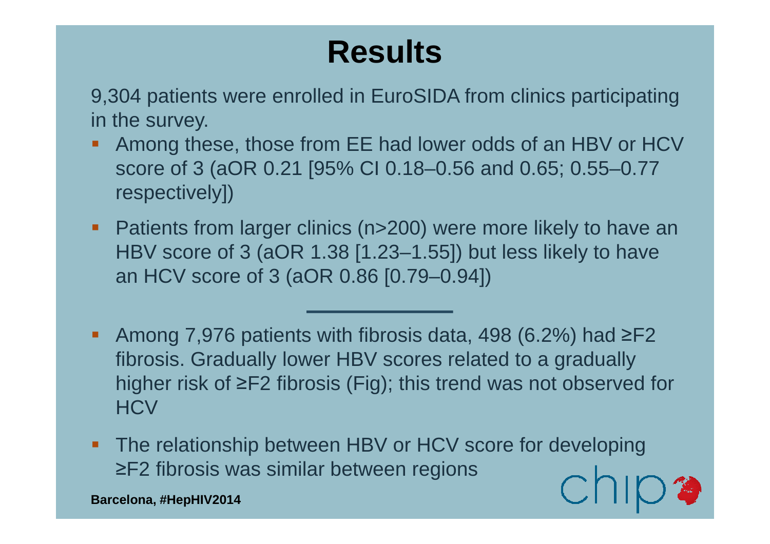# Results

9,304 patients were enrolled in EuroSIDA from clinics participating in the survey.

- Among these, those from EE had lower odds of an HBV or HCV score of 3 (aOR 0.21 [95% CI 0.18–0.56 and 0.65; 0.55–0.77 respectively])
- Patients from larger clinics (n>200) were more likely to have an HBV score of 3 (aOR 1.38 [1.23–1.55]) but less likely to have an HCV score of 3 (aOR 0.86 [0.79–0.94])

---

- Among 7,976 patients with fibrosis data, 498 (6.2%) had ≥F2 fibrosis. Gradually lower HBV scores related to a gradually higher risk of ≥F2 fibrosis (Fig); this trend was not observed for HCV
- The relationship between HBV or HCV score for developing ≥F2 fibrosis was similar between regions

**Barcelona, #HepHIV2014**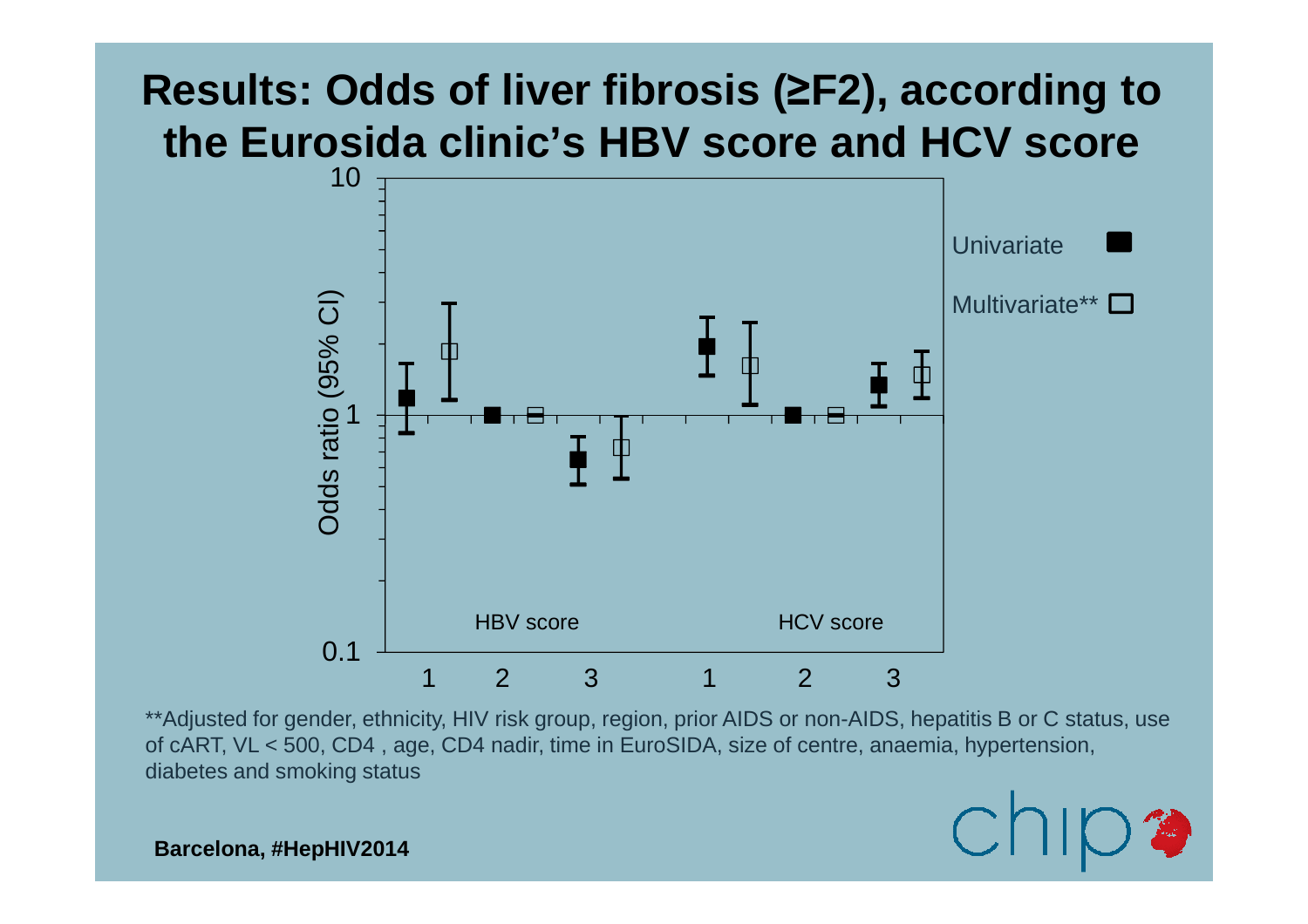# Results: Odds of liver fibrosis (≥F2), according to the Eurosida clinic's HBV score and HCV score

10

Univariate

Multivariate**

Odds ratio (95% CI)

1

HBV score

HCV score

0.1

1 2 3 1 2 3

**Adjusted for gender, ethnicity, HIV risk group, region, prior AIDS or non-AIDS, hepatitis B or C status, use of cART, VL < 500, CD4 , age, CD4 nadir, time in EuroSIDA, size of centre, anaemia, hypertension, diabetes and smoking status

**Barcelona, #HepHIV2014**

chip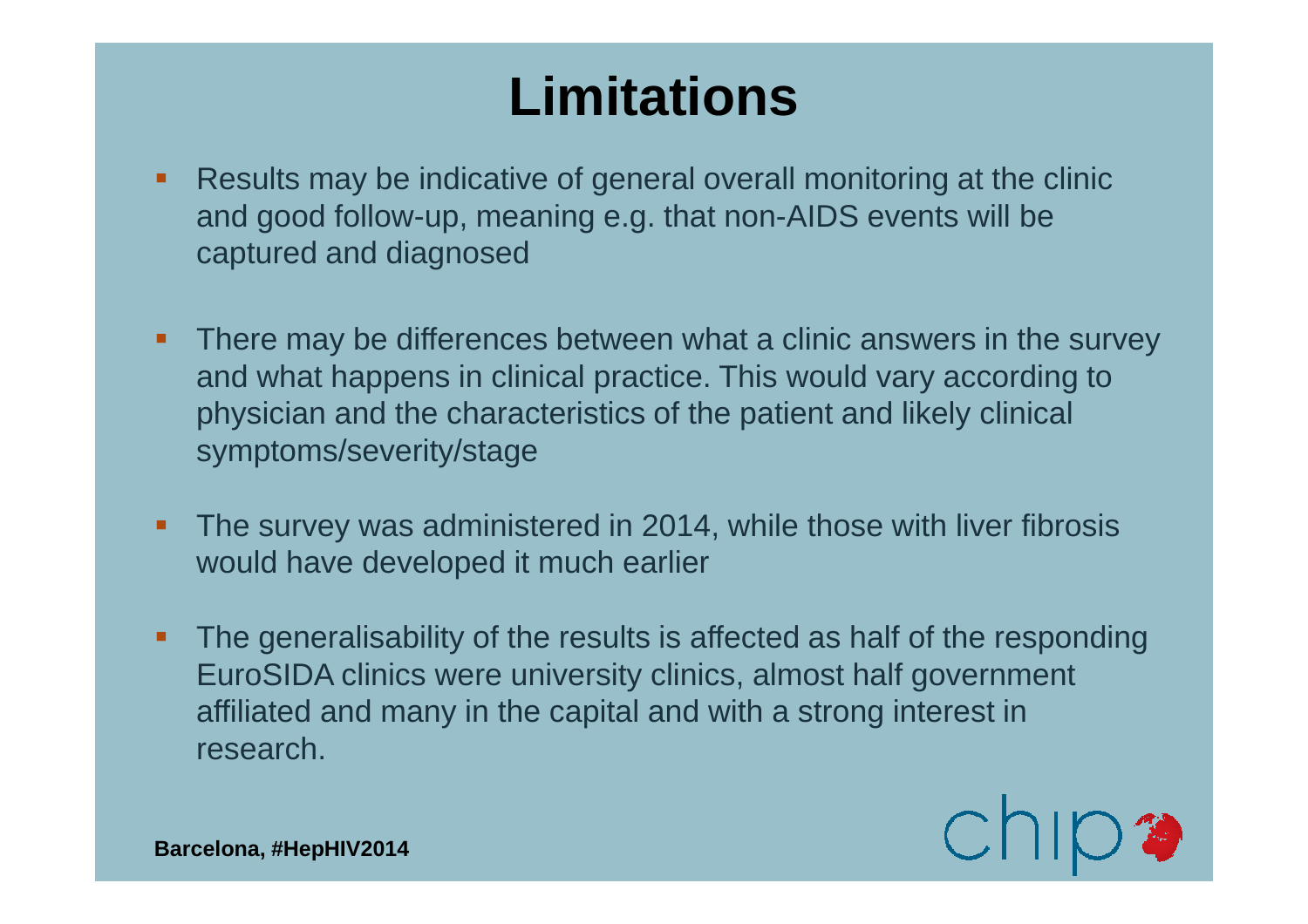# Limitations

- Results may be indicative of general overall monitoring at the clinic and good follow-up, meaning e.g. that non-AIDS events will be captured and diagnosed
- There may be differences between what a clinic answers in the survey and what happens in clinical practice. This would vary according to physician and the characteristics of the patient and likely clinical symptoms/severity/stage
- The survey was administered in 2014, while those with liver fibrosis would have developed it much earlier
- The generalisability of the results is affected as half of the responding EuroSIDA clinics were university clinics, almost half government affiliated and many in the capital and with a strong interest in research.

**Barcelona, #HepHIV2014**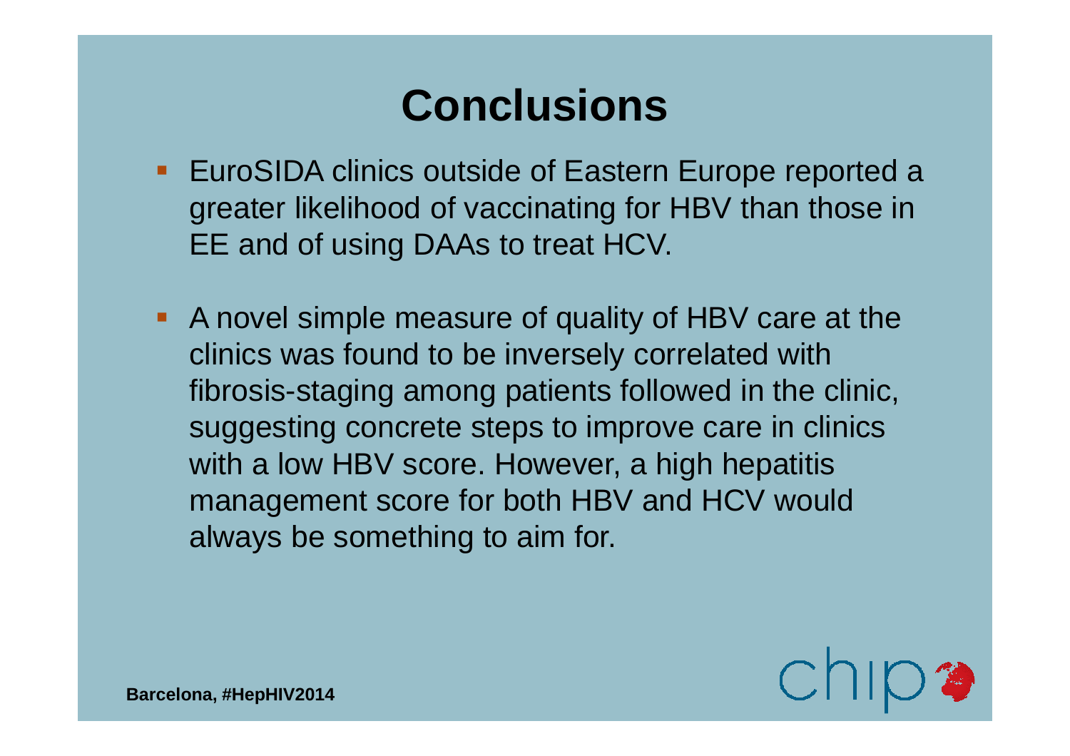# Conclusions

- EuroSIDA clinics outside of Eastern Europe reported a greater likelihood of vaccinating for HBV than those in EE and of using DAAs to treat HCV.
- A novel simple measure of quality of HBV care at the clinics was found to be inversely correlated with fibrosis-staging among patients followed in the clinic, suggesting concrete steps to improve care in clinics with a low HBV score. However, a high hepatitis management score for both HBV and HCV would always be something to aim for.

**Barcelona, #HepHIV2014**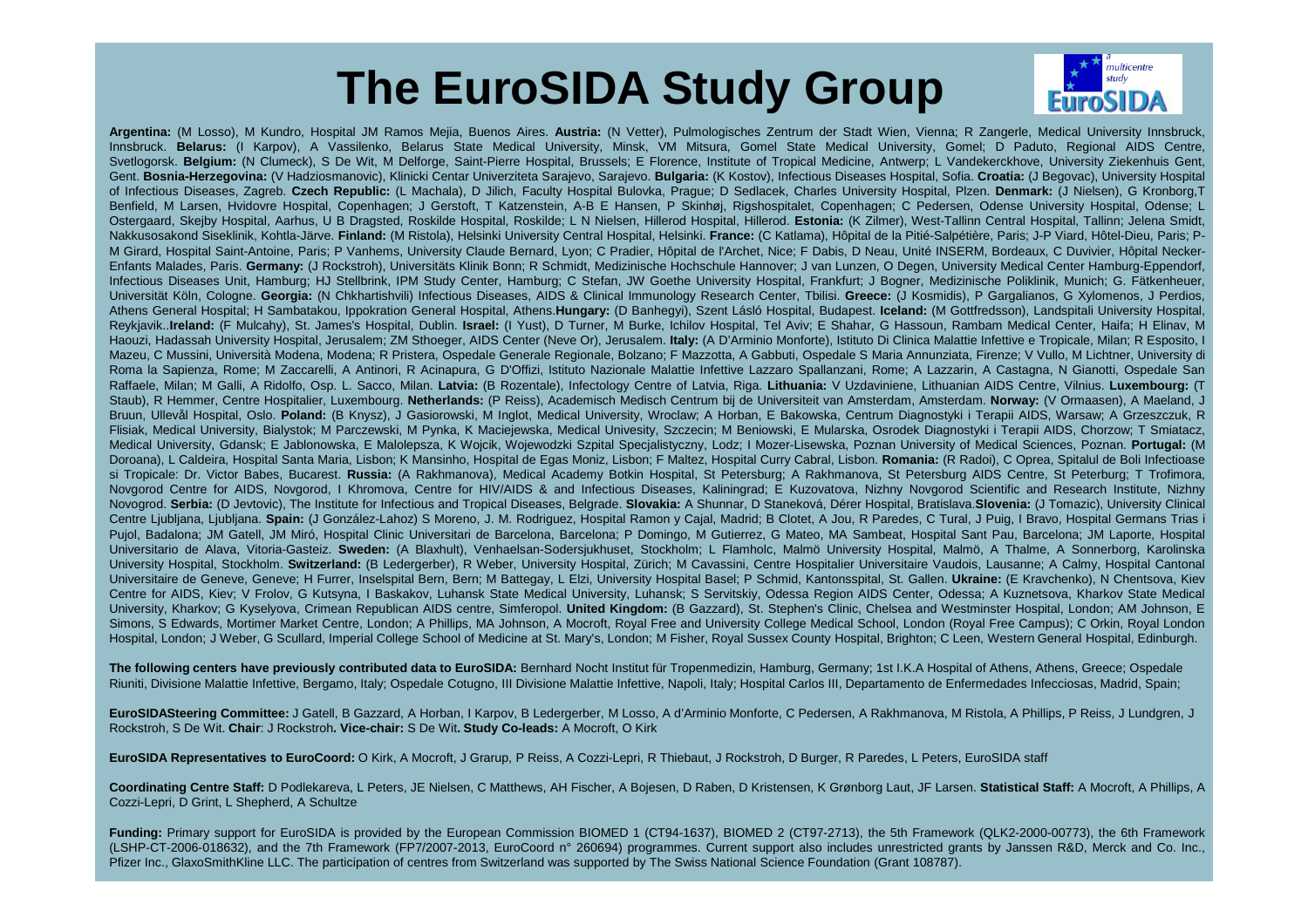# The EuroSIDA Study Group

**Argentina:** (M Losso), M Kundro, Hospital JM Ramos Mejia, Buenos Aires. **Austria:** (N Vetter), Pulmologisches Zentrum der Stadt Wien, Vienna; R Zangerle, Medical University Innsbruck, Innsbruck. **Belarus:** (I Karpov), A Vassilenko, Belarus State Medical University, Minsk, VM Mitsura, Gomel State Medical University, Gomel; D Paduto, Regional AIDS Centre, Svetlogorsk. **Belgium:** (N Clumeck), S De Wit, M Delforge, Saint-Pierre Hospital, Brussels; E Florence, Institute of Tropical Medicine, Antwerp; L Vandekerckhove, University Ziekenhuis Gent, Gent. **Bosnia-Herzegovina:** (V Hadziosmanovic), Klinicki Centar Univerziteta Sarajevo, Sarajevo. **Bulgaria:** (K Kostov), Infectious Diseases Hospital, Sofia. **Croatia:** (J Begovac), University Hospital of Infectious Diseases, Zagreb. **Czech Republic:** (L Machala), D Jilich, Faculty Hospital Bulovka, Prague; D Sedlacek, Charles University Hospital, Plzen. **Denmark:** (J Nielsen), G Kronborg,T Benfield, M Larsen, Hvidovre Hospital, Copenhagen; J Gerstoft, T Katzenstein, A-B E Hansen, P Skinhøj, Rigshospitalet, Copenhagen; C Pedersen, Odense University Hospital, Odense; L Ostergaard, Skejby Hospital, Aarhus, U B Dragsted, Roskilde Hospital, Roskilde; L N Nielsen, Hillerod Hospital, Hillerod. **Estonia:** (K Zilmer), West-Tallinn Central Hospital, Tallinn; Jelena Smidt, Nakkusosakond Siseklinik, Kohtla-Järve. **Finland:** (M Ristola), Helsinki University Central Hospital, Helsinki. **France:** (C Katlama), Hôpital de la Pitié-Salpétière, Paris; J-P Viard, Hôtel-Dieu, Paris; P-M Girard, Hospital Saint-Antoine, Paris; P Vanhems, University Claude Bernard, Lyon; C Pradier, Hôpital de l'Archet, Nice; F Dabis, D Neau, Unité INSERM, Bordeaux, C Duvivier, Hôpital Necker-Enfants Malades, Paris. **Germany:** (J Rockstroh), Universitäts Klinik Bonn; R Schmidt, Medizinische Hochschule Hannover; J van Lunzen, O Degen, University Medical Center Hamburg-Eppendorf, Infectious Diseases Unit, Hamburg; HJ Stellbrink, IPM Study Center, Hamburg; C Stefan, JW Goethe University Hospital, Frankfurt; J Bogner, Medizinische Poliklinik, Munich; G. Fätkenheuer, Universität Köln, Cologne. **Georgia:** (N Chkhartishvili) Infectious Diseases, AIDS & Clinical Immunology Research Center, Tbilisi. **Greece:** (J Kosmidis), P Gargalianos, G Xylomenos, J Perdios, Athens General Hospital; H Sambatakou, Ippokration General Hospital, Athens.**Hungary:** (D Banhegyi), Szent Lásló Hospital, Budapest. **Iceland:** (M Gottfredsson), Landspitali University Hospital, Reykjavik..**Ireland:** (F Mulcahy), St. James's Hospital, Dublin. **Israel:** (I Yust), D Turner, M Burke, Ichilov Hospital, Tel Aviv; E Shahar, G Hassoun, Rambam Medical Center, Haifa; H Elinav, M Haouzi, Hadassah University Hospital, Jerusalem; ZM Sthoeger, AIDS Center (Neve Or), Jerusalem. **Italy:** (A D'Arminio Monforte), Istituto Di Clinica Malattie Infettive e Tropicale, Milan; R Esposito, I Mazeu, C Mussini, Università Modena, Modena; R Pristera, Ospedale Generale Regionale, Bolzano; F Mazzotta, A Gabbuti, Ospedale S Maria Annunziata, Firenze; V Vullo, M Lichtner, University di Roma la Sapienza, Rome; M Zaccarelli, A Antinori, R Acinapura, G D'Offizi, Istituto Nazionale Malattie Infettive Lazzaro Spallanzani, Rome; A Lazzarin, A Castagna, N Gianotti, Ospedale San Raffaele, Milan; M Galli, A Ridolfo, Osp. L. Sacco, Milan. **Latvia:** (B Rozentale), Infectology Centre of Latvia, Riga. **Lithuania:** V Uzdaviniene, Lithuanian AIDS Centre, Vilnius. **Luxembourg:** (T Staub), R Hemmer, Centre Hospitalier, Luxembourg. **Netherlands:** (P Reiss), Academisch Medisch Centrum bij de Universiteit van Amsterdam, Amsterdam. **Norway:** (V Ormaasen), A Maeland, J Bruun, Ullevål Hospital, Oslo. **Poland:** (B Knysz), J Gasiorowski, M Inglot, Medical University, Wroclaw; A Horban, E Bakowska, Centrum Diagnostyki i Terapii AIDS, Warsaw; A Grzeszczuk, R Flisiak, Medical University, Bialystok; M Parczewski, M Pynka, K Maciejewska, Medical Univesity, Szczecin; M Beniowski, E Mularska, Osrodek Diagnostyki i Terapii AIDS, Chorzow; T Smiatacz, Medical University, Gdansk; E Jablonowska, E Malolepsza, K Wojcik, Wojewodzki Szpital Specjalistyczny, Lodz; I Mozer-Lisewska, Poznan University of Medical Sciences, Poznan. **Portugal:** (M Doroana), L Caldeira, Hospital Santa Maria, Lisbon; K Mansinho, Hospital de Egas Moniz, Lisbon; F Maltez, Hospital Curry Cabral, Lisbon. **Romania:** (R Radoi), C Oprea, Spitalul de Boli Infectioase si Tropicale: Dr. Victor Babes, Bucarest. **Russia:** (A Rakhmanova), Medical Academy Botkin Hospital, St Petersburg; A Rakhmanova, St Petersburg AIDS Centre, St Peterburg; T Trofimora, Novgorod Centre for AIDS, Novgorod, I Khromova, Centre for HIV/AIDS & and Infectious Diseases, Kaliningrad; E Kuzovatova, Nizhny Novgorod Scientific and Research Institute, Nizhny Novogrod. **Serbia:** (D Jevtovic), The Institute for Infectious and Tropical Diseases, Belgrade. **Slovakia:** A Shunnar, D Staneková, Dérer Hospital, Bratislava.**Slovenia:** (J Tomazic), University Clinical Centre Ljubljana, Ljubljana. **Spain:** (J González-Lahoz) S Moreno, J. M. Rodriguez, Hospital Ramon y Cajal, Madrid; B Clotet, A Jou, R Paredes, C Tural, J Puig, I Bravo, Hospital Germans Trias i Pujol, Badalona; JM Gatell, JM Miró, Hospital Clinic Universitari de Barcelona, Barcelona; P Domingo, M Gutierrez, G Mateo, MA Sambeat, Hospital Sant Pau, Barcelona; JM Laporte, Hospital Universitario de Alava, Vitoria-Gasteiz. **Sweden:** (A Blaxhult), Venhaelsan-Sodersjukhuset, Stockholm; L Flamholc, Malmö University Hospital, Malmö, A Thalme, A Sonnerborg, Karolinska University Hospital, Stockholm. **Switzerland:** (B Ledergerber), R Weber, University Hospital, Zürich; M Cavassini, Centre Hospitalier Universitaire Vaudois, Lausanne; A Calmy, Hospital Cantonal Universitaire de Geneve, Geneve; H Furrer, Inselspital Bern, Bern; M Battegay, L Elzi, University Hospital Basel; P Schmid, Kantonsspital, St. Gallen. **Ukraine:** (E Kravchenko), N Chentsova, Kiev Centre for AIDS, Kiev; V Frolov, G Kutsyna, I Baskakov, Luhansk State Medical University, Luhansk; S Servitskiy, Odessa Region AIDS Center, Odessa; A Kuznetsova, Kharkov State Medical University, Kharkov; G Kyselyova, Crimean Republican AIDS centre, Simferopol. **United Kingdom:** (B Gazzard), St. Stephen's Clinic, Chelsea and Westminster Hospital, London; AM Johnson, E Simons, S Edwards, Mortimer Market Centre, London; A Phillips, MA Johnson, A Mocroft, Royal Free and University College Medical School, London (Royal Free Campus); C Orkin, Royal London Hospital, London; J Weber, G Scullard, Imperial College School of Medicine at St. Mary's, London; M Fisher, Royal Sussex County Hospital, Brighton; C Leen, Western General Hospital, Edinburgh.

**The following centers have previously contributed data to EuroSIDA:** Bernhard Nocht Institut für Tropenmedizin, Hamburg, Germany; 1st I.K.A Hospital of Athens, Athens, Greece; Ospedale Riuniti, Divisione Malattie Infettive, Bergamo, Italy; Ospedale Cotugno, III Divisione Malattie Infettive, Napoli, Italy; Hospital Carlos III, Departamento de Enfermedades Infecciosas, Madrid, Spain;

**EuroSIDASteering Committee:** J Gatell, B Gazzard, A Horban, I Karpov, B Ledergerber, M Losso, A d'Arminio Monforte, C Pedersen, A Rakhmanova, M Ristola, A Phillips, P Reiss, J Lundgren, J Rockstroh, S De Wit. **Chair**: J Rockstroh**. Vice-chair:** S De Wit**. Study Co-leads:** A Mocroft, O Kirk

**EuroSIDA Representatives to EuroCoord:** O Kirk, A Mocroft, J Grarup, P Reiss, A Cozzi-Lepri, R Thiebaut, J Rockstroh, D Burger, R Paredes, L Peters, EuroSIDA staff

**Coordinating Centre Staff:** D Podlekareva, L Peters, JE Nielsen, C Matthews, AH Fischer, A Bojesen, D Raben, D Kristensen, K Grønborg Laut, JF Larsen. **Statistical Staff:** A Mocroft, A Phillips, A Cozzi-Lepri, D Grint, L Shepherd, A Schultze

**Funding:** Primary support for EuroSIDA is provided by the European Commission BIOMED 1 (CT94-1637), BIOMED 2 (CT97-2713), the 5th Framework (QLK2-2000-00773), the 6th Framework (LSHP-CT-2006-018632), and the 7th Framework (FP7/2007-2013, EuroCoord n° 260694) programmes. Current support also includes unrestricted grants by Janssen R&D, Merck and Co. Inc., Pfizer Inc., GlaxoSmithKline LLC. The participation of centres from Switzerland was supported by The Swiss National Science Foundation (Grant 108787).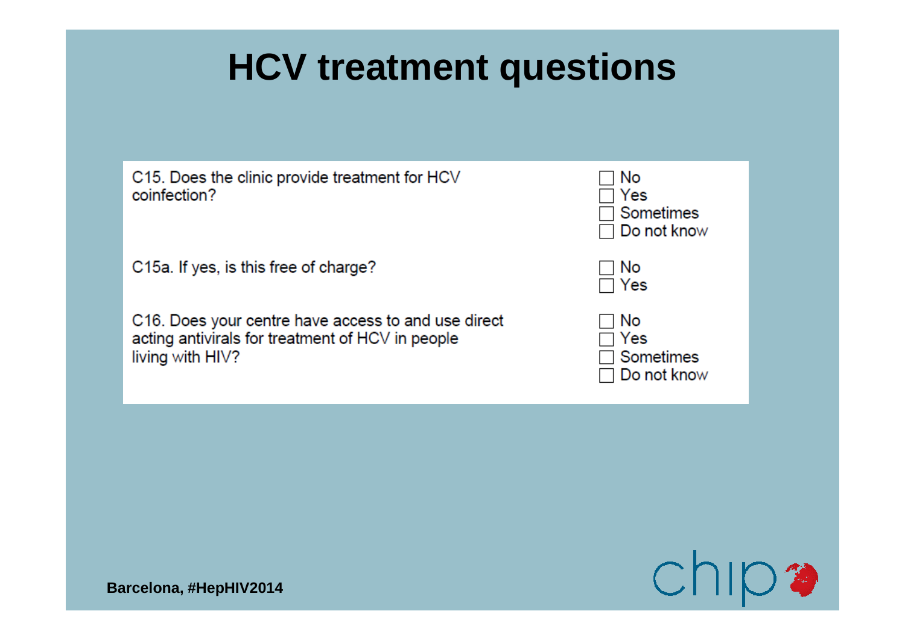# HCV treatment questions

| | |
|---|---|
| C15. Does the clinic provide treatment for HCV coinfection? | ☐ No<br>☐ Yes<br>☐ Sometimes<br>☐ Do not know |
| C15a. If yes, is this free of charge? | ☐ No<br>☐ Yes |
| C16. Does your centre have access to and use direct acting antivirals for treatment of HCV in people living with HIV? | ☐ No<br>☐ Yes<br>☐ Sometimes<br>☐ Do not know |

Barcelona, #HepHIV2014

chip